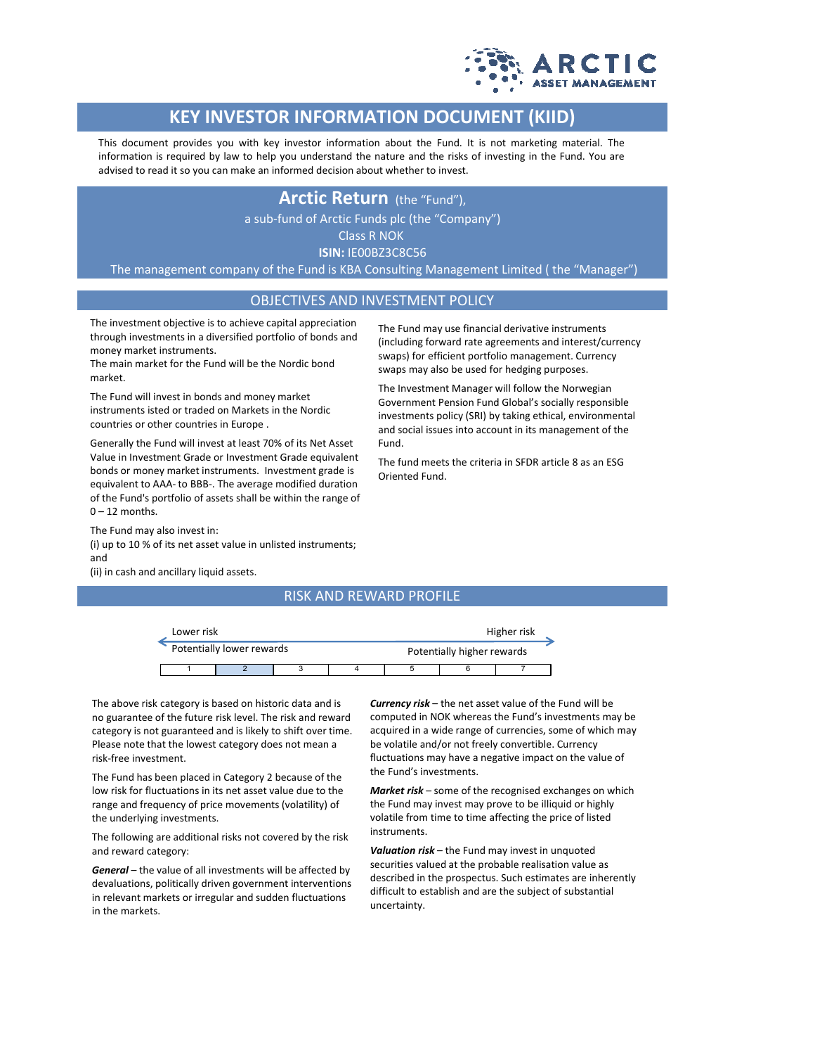# KEY INVESTOR INFORMATION DOCUMENT (KIID)

This document provides you with key investor information about the Fund. It is not marketing material. The information is required by law to help you understand the nature and the risks of investing in the Fund. You are advised to read it so you can make an informed decision about whether to invest.

## Arctic Return (the "Fund"),

a sub-fund of Arctic Funds plc (the "Company")

Class R NOK

**ISIN:** IE00BZ3C8C56

The management company of the Fund is KBA Consulting Management Limited ( the "Manager")

## OBJECTIVES AND INVESTMENT POLICY

The investment objective is to achieve capital appreciation through investments in a diversified portfolio of bonds and money market instruments.
The main market for the Fund will be the Nordic bond market.

The Fund will invest in bonds and money market instruments isted or traded on Markets in the Nordic countries or other countries in Europe .

Generally the Fund will invest at least 70% of its Net Asset Value in Investment Grade or Investment Grade equivalent bonds or money market instruments. Investment grade is equivalent to AAA- to BBB-. The average modified duration of the Fund's portfolio of assets shall be within the range of 0 – 12 months.

The Fund may also invest in:
(i) up to 10 % of its net asset value in unlisted instruments; and
(ii) in cash and ancillary liquid assets.

The Fund may use financial derivative instruments (including forward rate agreements and interest/currency swaps) for efficient portfolio management. Currency swaps may also be used for hedging purposes.

The Investment Manager will follow the Norwegian Government Pension Fund Global's socially responsible investments policy (SRI) by taking ethical, environmental and social issues into account in its management of the Fund.

The fund meets the criteria in SFDR article 8 as an ESG Oriented Fund.

## RISK AND REWARD PROFILE

| Lower risk | | | | | | Higher risk |
|---|---|---|---|---|---|---|
| Potentially lower rewards | | | | Potentially higher rewards | | |
| 1 | **2** | 3 | 4 | 5 | 6 | 7 |

The above risk category is based on historic data and is no guarantee of the future risk level. The risk and reward category is not guaranteed and is likely to shift over time. Please note that the lowest category does not mean a risk-free investment.

The Fund has been placed in Category 2 because of the low risk for fluctuations in its net asset value due to the range and frequency of price movements (volatility) of the underlying investments.

The following are additional risks not covered by the risk and reward category:

***General*** – the value of all investments will be affected by devaluations, politically driven government interventions in relevant markets or irregular and sudden fluctuations in the markets.

***Currency risk*** – the net asset value of the Fund will be computed in NOK whereas the Fund's investments may be acquired in a wide range of currencies, some of which may be volatile and/or not freely convertible. Currency fluctuations may have a negative impact on the value of the Fund's investments.

***Market risk*** – some of the recognised exchanges on which the Fund may invest may prove to be illiquid or highly volatile from time to time affecting the price of listed instruments.

***Valuation risk*** – the Fund may invest in unquoted securities valued at the probable realisation value as described in the prospectus. Such estimates are inherently difficult to establish and are the subject of substantial uncertainty.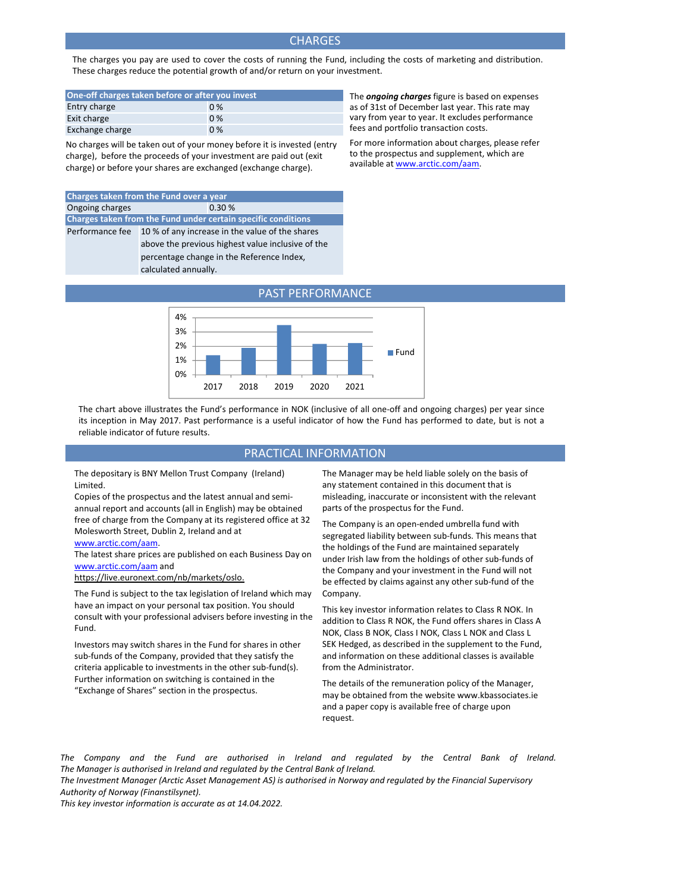## CHARGES

The charges you pay are used to cover the costs of running the Fund, including the costs of marketing and distribution. These charges reduce the potential growth of and/or return on your investment.

| One-off charges taken before or after you invest | |
|---|---|
| Entry charge | 0 % |
| Exit charge | 0 % |
| Exchange charge | 0 % |

No charges will be taken out of your money before it is invested (entry charge), before the proceeds of your investment are paid out (exit charge) or before your shares are exchanged (exchange charge).

| Charges taken from the Fund over a year | |
|---|---|
| Ongoing charges | 0.30 % |
| **Charges taken from the Fund under certain specific conditions** | |
| Performance fee | 10 % of any increase in the value of the shares above the previous highest value inclusive of the percentage change in the Reference Index, calculated annually. |

The ***ongoing charges*** figure is based on expenses as of 31st of December last year. This rate may vary from year to year. It excludes performance fees and portfolio transaction costs.

For more information about charges, please refer to the prospectus and supplement, which are available at www.arctic.com/aam.

## PAST PERFORMANCE

4%
3%
2%
1%
0%
2017 2018 2019 2020 2021
Fund

The chart above illustrates the Fund's performance in NOK (inclusive of all one-off and ongoing charges) per year since its inception in May 2017. Past performance is a useful indicator of how the Fund has performed to date, but is not a reliable indicator of future results.

## PRACTICAL INFORMATION

The depositary is BNY Mellon Trust Company (Ireland) Limited.

Copies of the prospectus and the latest annual and semi-annual report and accounts (all in English) may be obtained free of charge from the Company at its registered office at 32 Molesworth Street, Dublin 2, Ireland and at www.arctic.com/aam.

The latest share prices are published on each Business Day on www.arctic.com/aam and https://live.euronext.com/nb/markets/oslo.

The Fund is subject to the tax legislation of Ireland which may have an impact on your personal tax position. You should consult with your professional advisers before investing in the Fund.

Investors may switch shares in the Fund for shares in other sub-funds of the Company, provided that they satisfy the criteria applicable to investments in the other sub-fund(s). Further information on switching is contained in the "Exchange of Shares" section in the prospectus.

The Manager may be held liable solely on the basis of any statement contained in this document that is misleading, inaccurate or inconsistent with the relevant parts of the prospectus for the Fund.

The Company is an open-ended umbrella fund with segregated liability between sub-funds. This means that the holdings of the Fund are maintained separately under Irish law from the holdings of other sub-funds of the Company and your investment in the Fund will not be effected by claims against any other sub-fund of the Company.

This key investor information relates to Class R NOK. In addition to Class R NOK, the Fund offers shares in Class A NOK, Class B NOK, Class I NOK, Class L NOK and Class L SEK Hedged, as described in the supplement to the Fund, and information on these additional classes is available from the Administrator.

The details of the remuneration policy of the Manager, may be obtained from the website www.kbassociates.ie and a paper copy is available free of charge upon request.

*The Company and the Fund are authorised in Ireland and regulated by the Central Bank of Ireland.*
*The Manager is authorised in Ireland and regulated by the Central Bank of Ireland.*
*The Investment Manager (Arctic Asset Management AS) is authorised in Norway and regulated by the Financial Supervisory Authority of Norway (Finanstilsynet).*
*This key investor information is accurate as at 14.04.2022.*